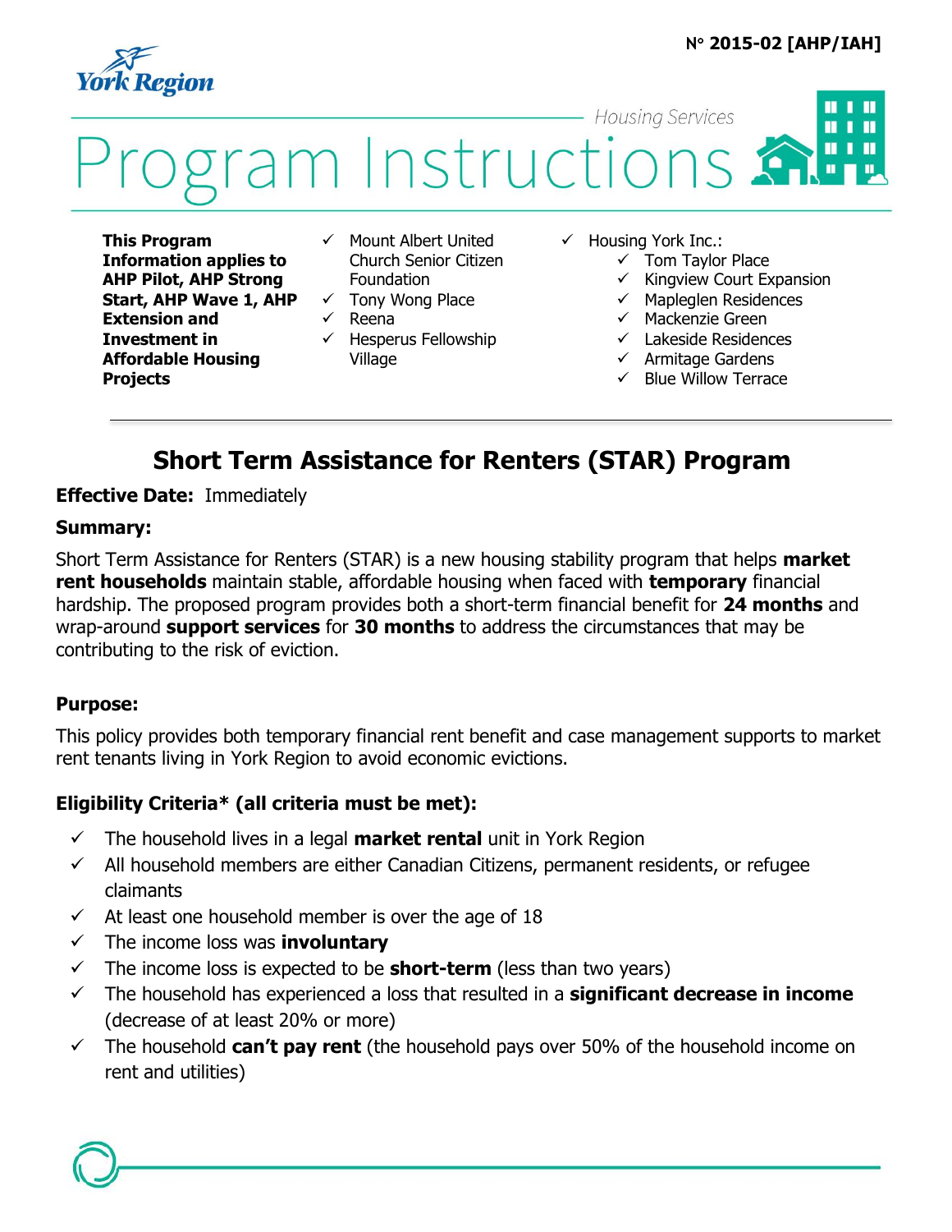N° 2015-02 [AHP/IAH]

York Region

Housing Services

# Program Instructions

**This Program Information applies to AHP Pilot, AHP Strong Start, AHP Wave 1, AHP Extension and Investment in Affordable Housing Projects**

- ✓ Mount Albert United Church Senior Citizen Foundation
- ✓ Tony Wong Place
- ✓ Reena
- ✓ Hesperus Fellowship Village
- ✓ Housing York Inc.:
  - ✓ Tom Taylor Place
  - ✓ Kingview Court Expansion
  - ✓ Mapleglen Residences
  - ✓ Mackenzie Green
  - ✓ Lakeside Residences
  - ✓ Armitage Gardens
  - ✓ Blue Willow Terrace

## Short Term Assistance for Renters (STAR) Program

**Effective Date:** Immediately

### Summary:

Short Term Assistance for Renters (STAR) is a new housing stability program that helps **market rent households** maintain stable, affordable housing when faced with **temporary** financial hardship. The proposed program provides both a short-term financial benefit for **24 months** and wrap-around **support services** for **30 months** to address the circumstances that may be contributing to the risk of eviction.

### Purpose:

This policy provides both temporary financial rent benefit and case management supports to market rent tenants living in York Region to avoid economic evictions.

### Eligibility Criteria* (all criteria must be met):

- ✓ The household lives in a legal **market rental** unit in York Region
- ✓ All household members are either Canadian Citizens, permanent residents, or refugee claimants
- ✓ At least one household member is over the age of 18
- ✓ The income loss was **involuntary**
- ✓ The income loss is expected to be **short-term** (less than two years)
- ✓ The household has experienced a loss that resulted in a **significant decrease in income** (decrease of at least 20% or more)
- ✓ The household **can't pay rent** (the household pays over 50% of the household income on rent and utilities)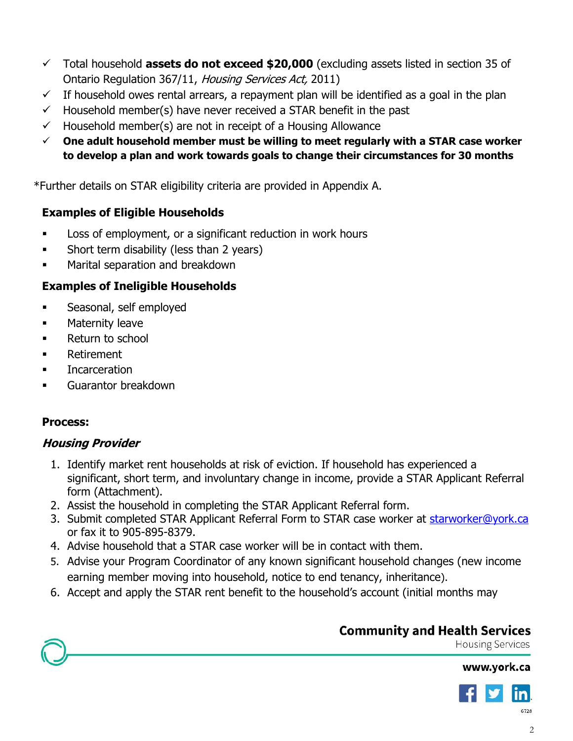- ✓ Total household **assets do not exceed $20,000** (excluding assets listed in section 35 of Ontario Regulation 367/11, *Housing Services Act,* 2011)
- ✓ If household owes rental arrears, a repayment plan will be identified as a goal in the plan
- ✓ Household member(s) have never received a STAR benefit in the past
- ✓ Household member(s) are not in receipt of a Housing Allowance
- ✓ **One adult household member must be willing to meet regularly with a STAR case worker to develop a plan and work towards goals to change their circumstances for 30 months**

*Further details on STAR eligibility criteria are provided in Appendix A.

### Examples of Eligible Households

- Loss of employment, or a significant reduction in work hours
- Short term disability (less than 2 years)
- Marital separation and breakdown

### Examples of Ineligible Households

- Seasonal, self employed
- Maternity leave
- Return to school
- Retirement
- Incarceration
- Guarantor breakdown

### Process:

#### *Housing Provider*

1. Identify market rent households at risk of eviction. If household has experienced a significant, short term, and involuntary change in income, provide a STAR Applicant Referral form (Attachment).
2. Assist the household in completing the STAR Applicant Referral form.
3. Submit completed STAR Applicant Referral Form to STAR case worker at starworker@york.ca or fax it to 905-895-8379.
4. Advise household that a STAR case worker will be in contact with them.
5. Advise your Program Coordinator of any known significant household changes (new income earning member moving into household, notice to end tenancy, inheritance).
6. Accept and apply the STAR rent benefit to the household's account (initial months may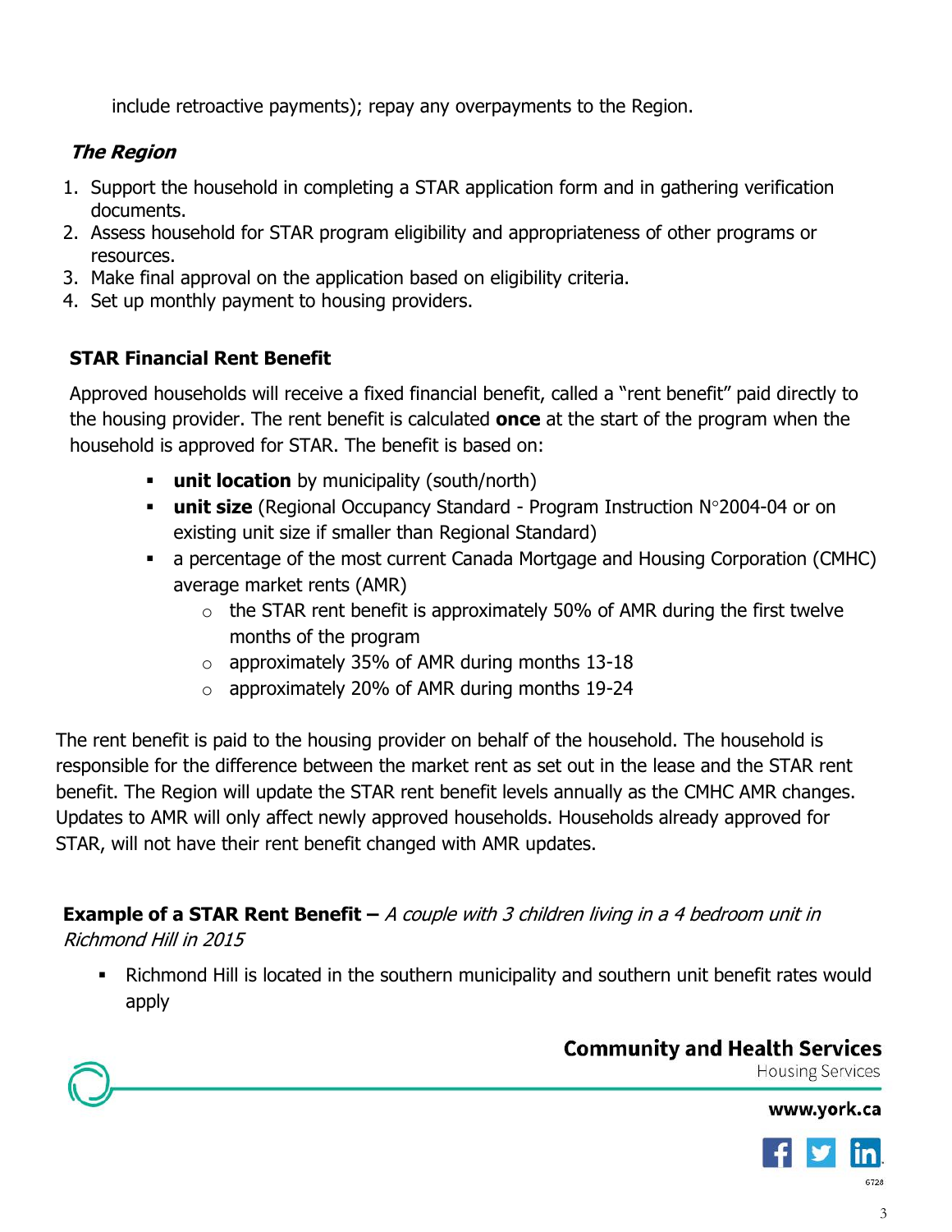include retroactive payments); repay any overpayments to the Region.

***The Region***

1. Support the household in completing a STAR application form and in gathering verification documents.
2. Assess household for STAR program eligibility and appropriateness of other programs or resources.
3. Make final approval on the application based on eligibility criteria.
4. Set up monthly payment to housing providers.

**STAR Financial Rent Benefit**

Approved households will receive a fixed financial benefit, called a "rent benefit" paid directly to the housing provider. The rent benefit is calculated **once** at the start of the program when the household is approved for STAR. The benefit is based on:

- **unit location** by municipality (south/north)
- **unit size** (Regional Occupancy Standard - Program Instruction N°2004-04 or on existing unit size if smaller than Regional Standard)
- a percentage of the most current Canada Mortgage and Housing Corporation (CMHC) average market rents (AMR)
  - the STAR rent benefit is approximately 50% of AMR during the first twelve months of the program
  - approximately 35% of AMR during months 13-18
  - approximately 20% of AMR during months 19-24

The rent benefit is paid to the housing provider on behalf of the household. The household is responsible for the difference between the market rent as set out in the lease and the STAR rent benefit. The Region will update the STAR rent benefit levels annually as the CMHC AMR changes. Updates to AMR will only affect newly approved households. Households already approved for STAR, will not have their rent benefit changed with AMR updates.

**Example of a STAR Rent Benefit –** *A couple with 3 children living in a 4 bedroom unit in Richmond Hill in 2015*

- Richmond Hill is located in the southern municipality and southern unit benefit rates would apply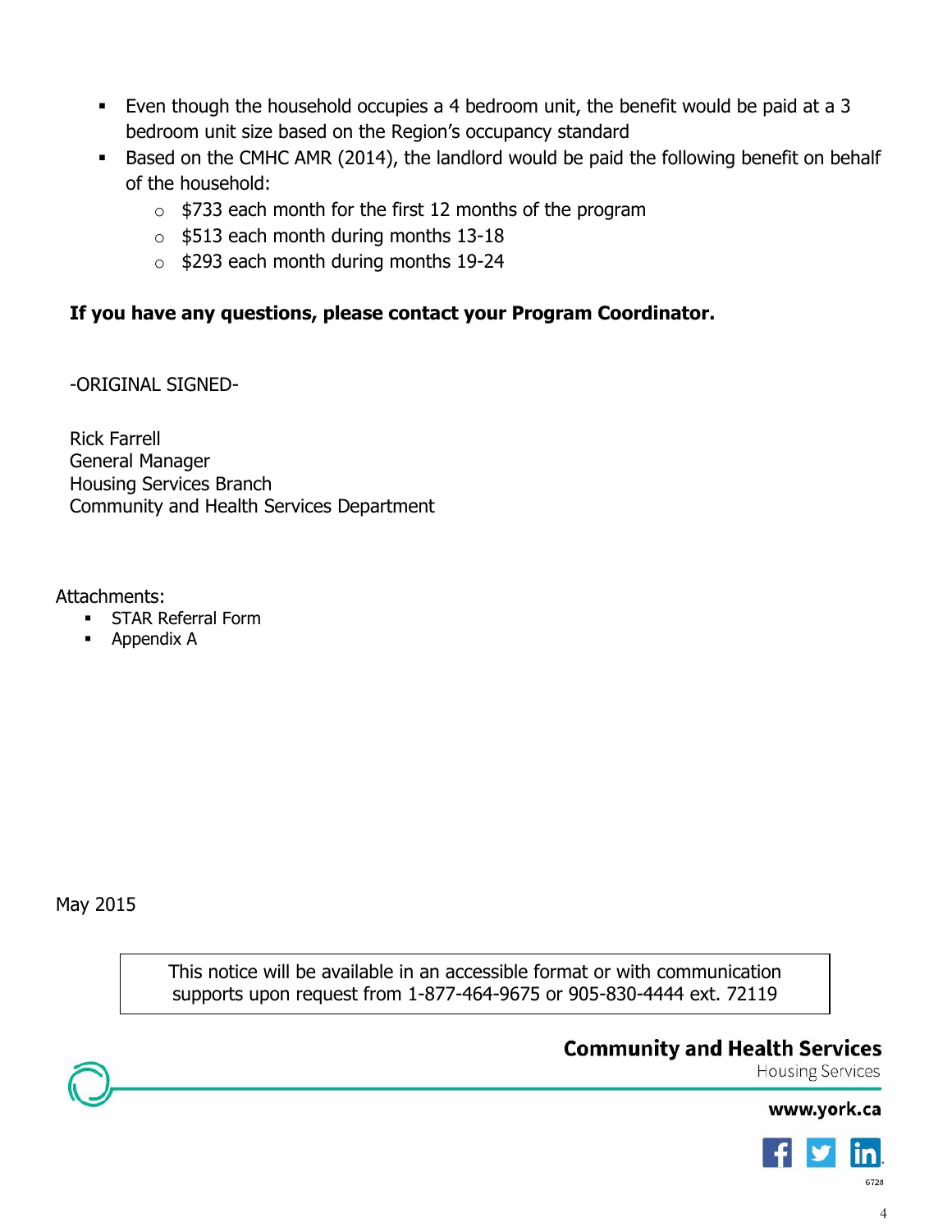- Even though the household occupies a 4 bedroom unit, the benefit would be paid at a 3 bedroom unit size based on the Region's occupancy standard
- Based on the CMHC AMR (2014), the landlord would be paid the following benefit on behalf of the household:
  - $733 each month for the first 12 months of the program
  - $513 each month during months 13-18
  - $293 each month during months 19-24

**If you have any questions, please contact your Program Coordinator.**

-ORIGINAL SIGNED-

Rick Farrell
General Manager
Housing Services Branch
Community and Health Services Department

Attachments:

- STAR Referral Form
- Appendix A

May 2015

This notice will be available in an accessible format or with communication supports upon request from 1-877-464-9675 or 905-830-4444 ext. 72119

**Community and Health Services**
Housing Services

**www.york.ca**

6728